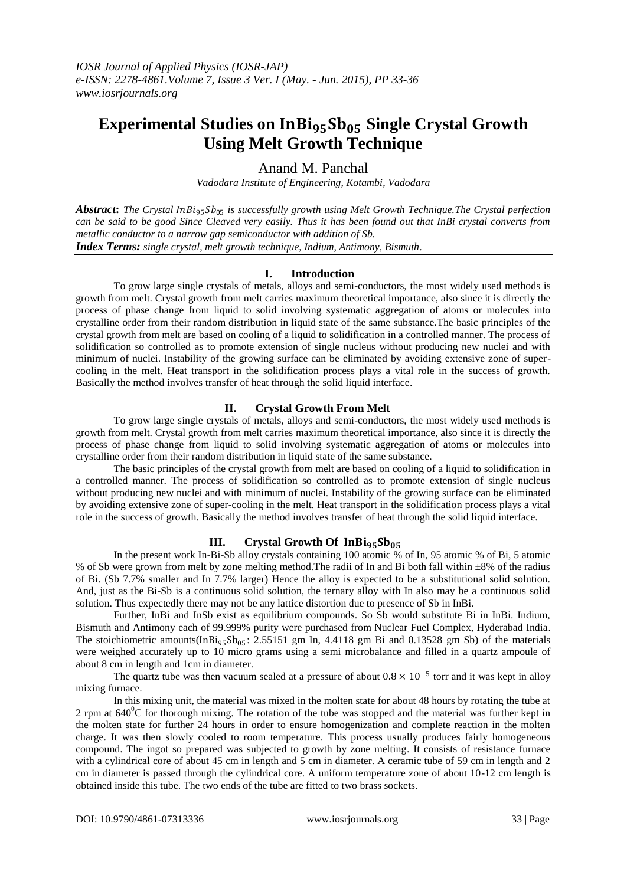# Experimental Studies on $\mathrm{InBi_{95}}Sb_{05}$ Single Crystal Growth Using Melt Growth Technique

Anand M. Panchal

*Vadodara Institute of Engineering, Kotambi, Vadodara*

***Abstract*:** *The Crystal $InBi_{95}Sb_{05}$ is successfully growth using Melt Growth Technique.The Crystal perfection can be said to be good Since Cleaved very easily. Thus it has been found out that InBi crystal converts from metallic conductor to a narrow gap semiconductor with addition of Sb.*

***Index Terms:*** *single crystal, melt growth technique, Indium, Antimony, Bismuth*.

## I. Introduction

To grow large single crystals of metals, alloys and semi-conductors, the most widely used methods is growth from melt. Crystal growth from melt carries maximum theoretical importance, also since it is directly the process of phase change from liquid to solid involving systematic aggregation of atoms or molecules into crystalline order from their random distribution in liquid state of the same substance.The basic principles of the crystal growth from melt are based on cooling of a liquid to solidification in a controlled manner. The process of solidification so controlled as to promote extension of single nucleus without producing new nuclei and with minimum of nuclei. Instability of the growing surface can be eliminated by avoiding extensive zone of super-cooling in the melt. Heat transport in the solidification process plays a vital role in the success of growth. Basically the method involves transfer of heat through the solid liquid interface.

## II. Crystal Growth From Melt

To grow large single crystals of metals, alloys and semi-conductors, the most widely used methods is growth from melt. Crystal growth from melt carries maximum theoretical importance, also since it is directly the process of phase change from liquid to solid involving systematic aggregation of atoms or molecules into crystalline order from their random distribution in liquid state of the same substance.

The basic principles of the crystal growth from melt are based on cooling of a liquid to solidification in a controlled manner. The process of solidification so controlled as to promote extension of single nucleus without producing new nuclei and with minimum of nuclei. Instability of the growing surface can be eliminated by avoiding extensive zone of super-cooling in the melt. Heat transport in the solidification process plays a vital role in the success of growth. Basically the method involves transfer of heat through the solid liquid interface.

## III. Crystal Growth Of $\mathrm{InBi_{95}}Sb_{05}$

In the present work In-Bi-Sb alloy crystals containing 100 atomic % of In, 95 atomic % of Bi, 5 atomic % of Sb were grown from melt by zone melting method.The radii of In and Bi both fall within ±8% of the radius of Bi. (Sb 7.7% smaller and In 7.7% larger) Hence the alloy is expected to be a substitutional solid solution. And, just as the Bi-Sb is a continuous solid solution, the ternary alloy with In also may be a continuous solid solution. Thus expectedly there may not be any lattice distortion due to presence of Sb in InBi.

Further, InBi and InSb exist as equilibrium compounds. So Sb would substitute Bi in InBi. Indium, Bismuth and Antimony each of 99.999% purity were purchased from Nuclear Fuel Complex, Hyderabad India. The stoichiometric amounts($\mathrm{InBi_{95}Sb_{05}}$: 2.55151 gm In, 4.4118 gm Bi and 0.13528 gm Sb) of the materials were weighed accurately up to 10 micro grams using a semi microbalance and filled in a quartz ampoule of about 8 cm in length and 1cm in diameter.

The quartz tube was then vacuum sealed at a pressure of about $0.8 \times 10^{-5}$ torr and it was kept in alloy mixing furnace.

In this mixing unit, the material was mixed in the molten state for about 48 hours by rotating the tube at 2 rpm at $640^{0}$C for thorough mixing. The rotation of the tube was stopped and the material was further kept in the molten state for further 24 hours in order to ensure homogenization and complete reaction in the molten charge. It was then slowly cooled to room temperature. This process usually produces fairly homogeneous compound. The ingot so prepared was subjected to growth by zone melting. It consists of resistance furnace with a cylindrical core of about 45 cm in length and 5 cm in diameter. A ceramic tube of 59 cm in length and 2 cm in diameter is passed through the cylindrical core. A uniform temperature zone of about 10-12 cm length is obtained inside this tube. The two ends of the tube are fitted to two brass sockets.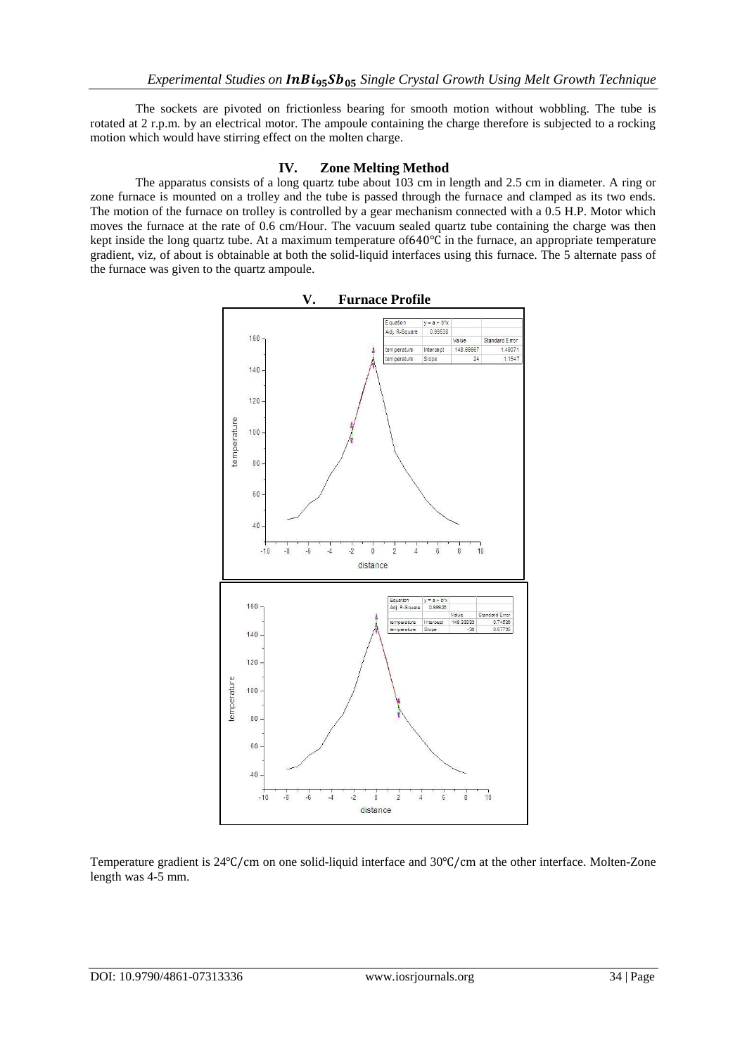The sockets are pivoted on frictionless bearing for smooth motion without wobbling. The tube is rotated at 2 r.p.m. by an electrical motor. The ampoule containing the charge therefore is subjected to a rocking motion which would have stirring effect on the molten charge.

## IV. Zone Melting Method

The apparatus consists of a long quartz tube about 103 cm in length and 2.5 cm in diameter. A ring or zone furnace is mounted on a trolley and the tube is passed through the furnace and clamped as its two ends. The motion of the furnace on trolley is controlled by a gear mechanism connected with a 0.5 H.P. Motor which moves the furnace at the rate of 0.6 cm/Hour. The vacuum sealed quartz tube containing the charge was then kept inside the long quartz tube. At a maximum temperature of640℃ in the furnace, an appropriate temperature gradient, viz, of about is obtainable at both the solid-liquid interfaces using this furnace. The 5 alternate pass of the furnace was given to the quartz ampoule.

## V. Furnace Profile

| Equation | y = a + b*x | | |
|---|---|---|---|
| Adj. R-Square | 0.99538 | | |
| | | Value | Standard Error |
| temperature | Intercept | 148.66667 | 1.49071 |
| temperature | Slope | 24 | 1.1547 |

| Equation | y = a + b*x | | |
|---|---|---|---|
| Adj. R-Square | 0.99926 | | |
| | | Value | Standard Error |
| temperature | Intercept | 148.33333 | 0.74536 |
| temperature | Slope | -30 | 0.57735 |

Temperature gradient is 24℃/cm on one solid-liquid interface and 30℃/cm at the other interface. Molten-Zone length was 4-5 mm.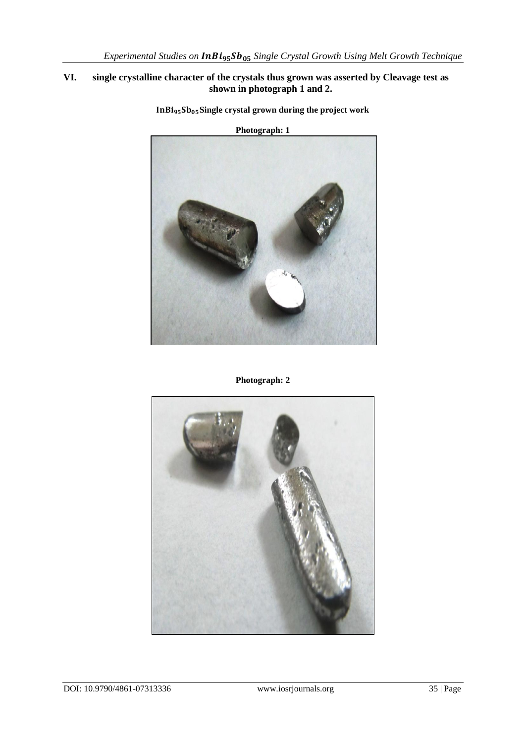## VI. single crystalline character of the crystals thus grown was asserted by Cleavage test as shown in photograph 1 and 2.

**$InBi_{95}Sb_{05}$ Single crystal grown during the project work**

**Photograph: 1**

**Photograph: 2**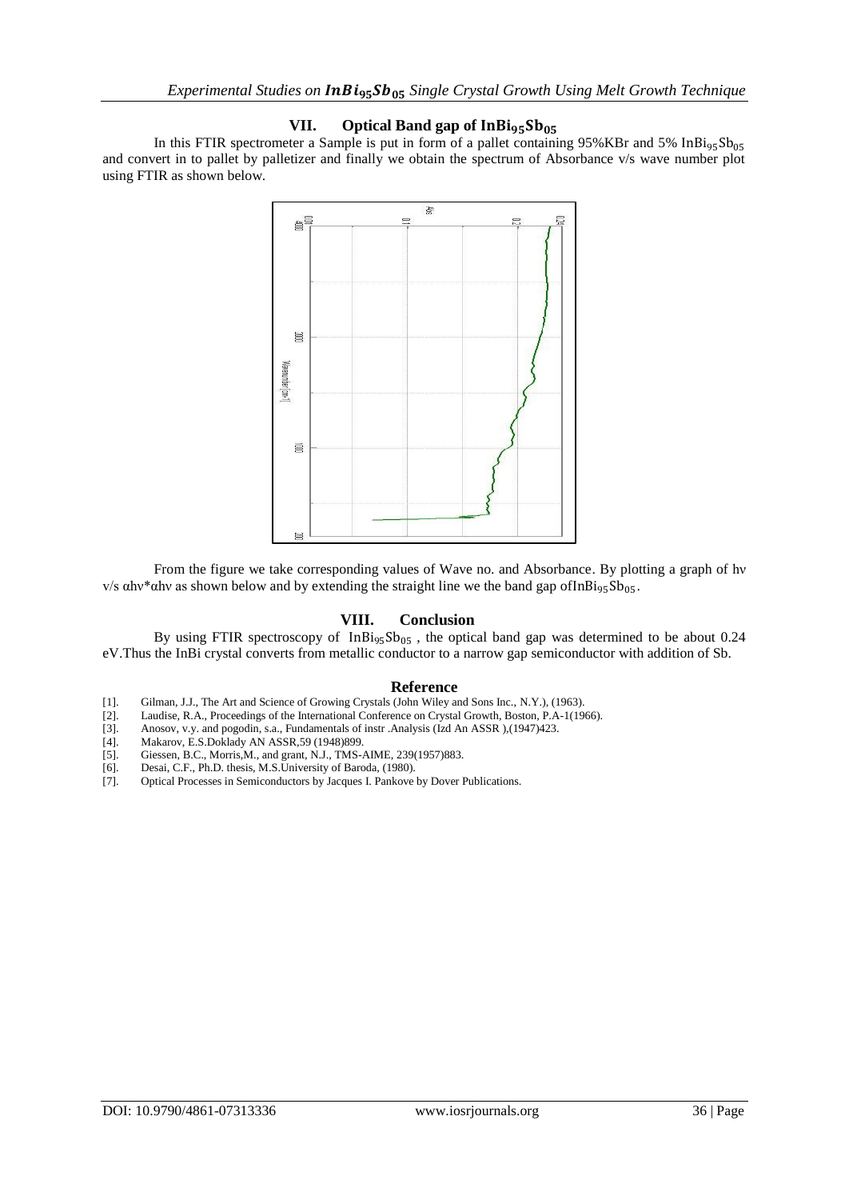## VII. Optical Band gap of $InBi_{95}Sb_{05}$

In this FTIR spectrometer a Sample is put in form of a pallet containing 95%KBr and 5% $InBi_{95}Sb_{05}$ and convert in to pallet by palletizer and finally we obtain the spectrum of Absorbance v/s wave number plot using FTIR as shown below.

Abs

0.00

0.1

0.2

0.24

4000

3000

2000

1000

400

Wavenumber [cm-1]

From the figure we take corresponding values of Wave no. and Absorbance. By plotting a graph of hν v/s αhν*αhν as shown below and by extending the straight line we the band gap of$InBi_{95}Sb_{05}$.

## VIII. Conclusion

By using FTIR spectroscopy of $InBi_{95}Sb_{05}$ , the optical band gap was determined to be about 0.24 eV.Thus the InBi crystal converts from metallic conductor to a narrow gap semiconductor with addition of Sb.

## Reference

[1]. Gilman, J.J., The Art and Science of Growing Crystals (John Wiley and Sons Inc., N.Y.), (1963).

[2]. Laudise, R.A., Proceedings of the International Conference on Crystal Growth, Boston, P.A-1(1966).

[3]. Anosov, v.y. and pogodin, s.a., Fundamentals of instr .Analysis (Izd An ASSR ),(1947)423.

[4]. Makarov, E.S.Doklady AN ASSR,59 (1948)899.

[5]. Giessen, B.C., Morris,M., and grant, N.J., TMS-AIME, 239(1957)883.

[6]. Desai, C.F., Ph.D. thesis, M.S.University of Baroda, (1980).

[7]. Optical Processes in Semiconductors by Jacques I. Pankove by Dover Publications.